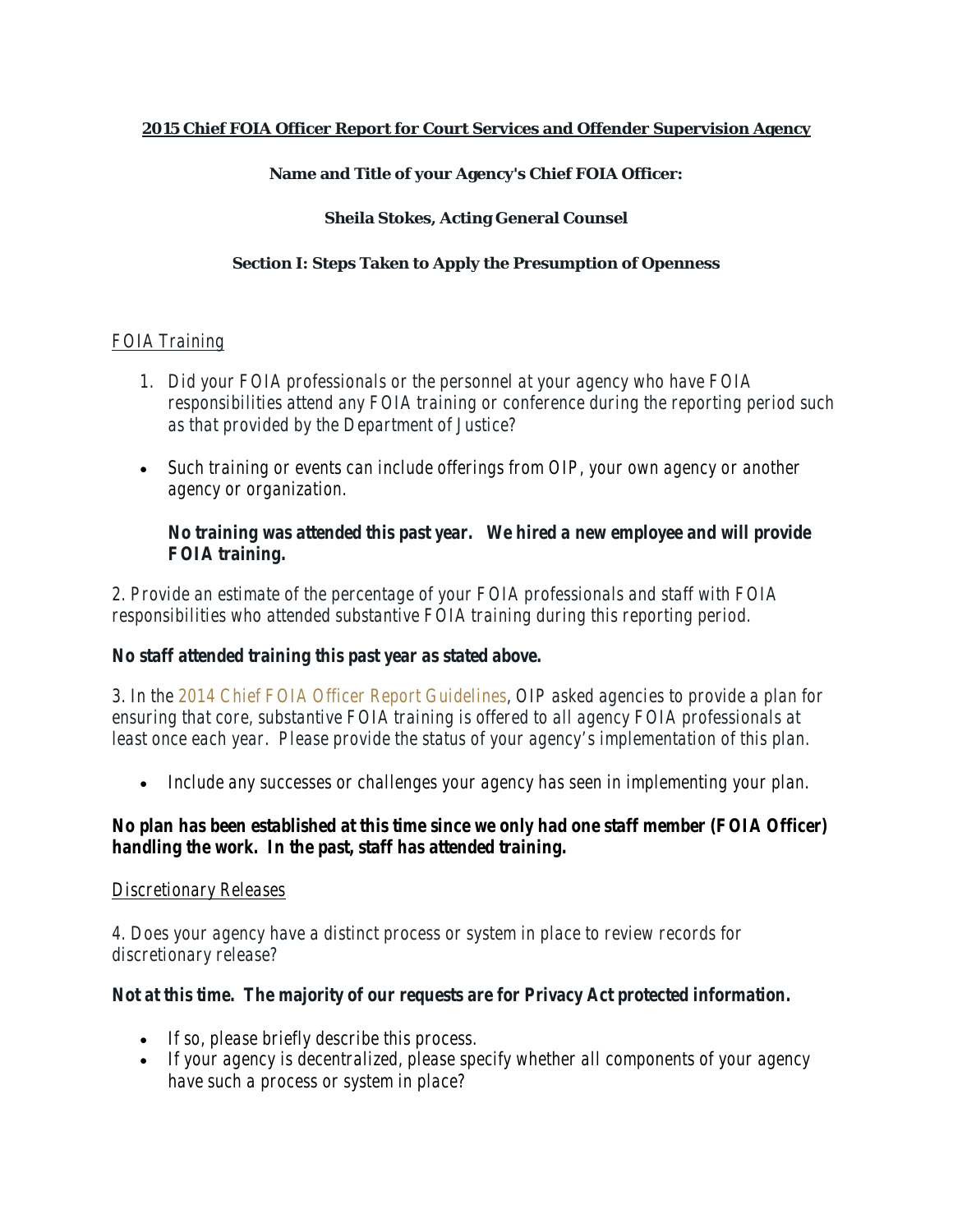**2015 Chief FOIA Officer Report for Court Services and Offender Supervision Agency**

**Name and Title of your Agency's Chief FOIA Officer:**

**Sheila Stokes, Acting General Counsel**

## Section I: Steps Taken to Apply the Presumption of Openness

FOIA Training

1. *Did your FOIA professionals or the personnel at your agency who have FOIA responsibilities attend any FOIA training or conference during the reporting period such as that provided by the Department of Justice?*

- *Such training or events can include offerings from OIP, your own agency or another agency or organization.*

**No training was attended this past year. We hired a new employee and will provide FOIA training.**

*2. Provide an estimate of the percentage of your FOIA professionals and staff with FOIA responsibilities who attended substantive FOIA training during this reporting period.*

**No staff attended training this past year as stated above.**

*3. In the 2014 Chief FOIA Officer Report Guidelines, OIP asked agencies to provide a plan for ensuring that core, substantive FOIA training is offered to all agency FOIA professionals at least once each year. Please provide the status of your agency's implementation of this plan.*

- *Include any successes or challenges your agency has seen in implementing your plan.*

**No plan has been established at this time since we only had one staff member (FOIA Officer) handling the work. In the past, staff has attended training.**

Discretionary Releases

*4. Does your agency have a distinct process or system in place to review records for discretionary release?*

**Not at this time. The majority of our requests are for Privacy Act protected information.**

- *If so, please briefly describe this process.*
- *If your agency is decentralized, please specify whether all components of your agency have such a process or system in place?*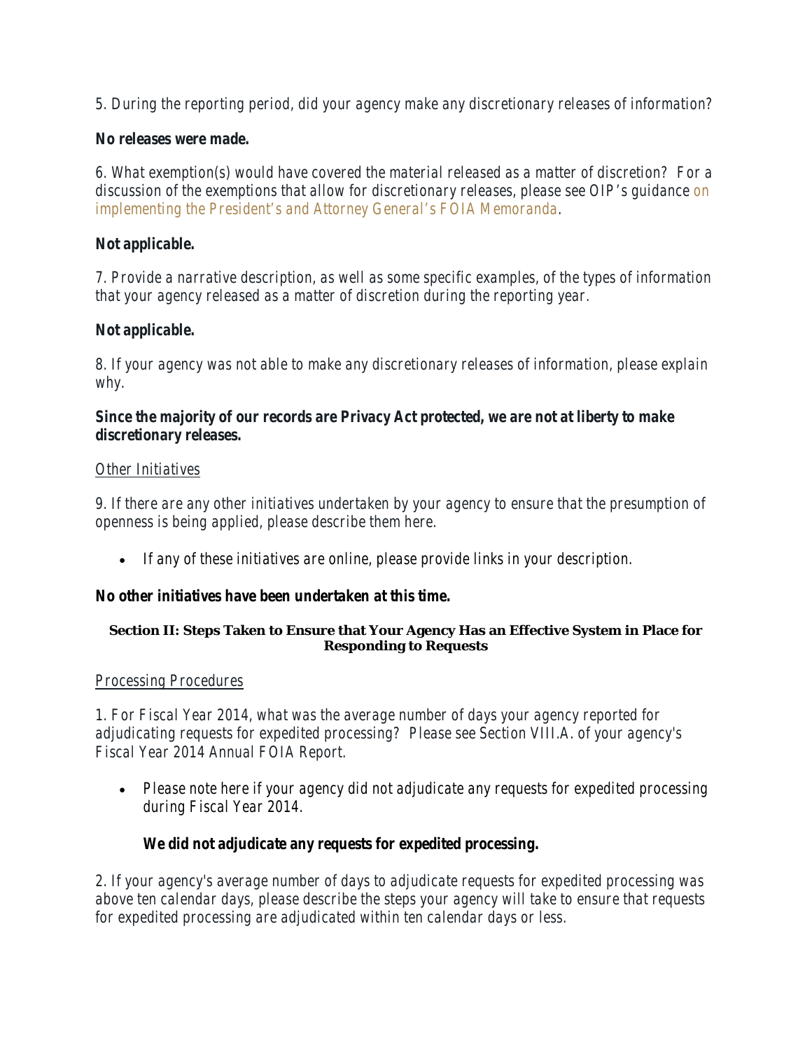*5. During the reporting period, did your agency make any discretionary releases of information?*

**No releases were made.**

*6. What exemption(s) would have covered the material released as a matter of discretion? For a discussion of the exemptions that allow for discretionary releases, please see OIP's guidance on implementing the President's and Attorney General's FOIA Memoranda.*

**Not applicable.**

*7. Provide a narrative description, as well as some specific examples, of the types of information that your agency released as a matter of discretion during the reporting year.*

**Not applicable.**

*8. If your agency was not able to make any discretionary releases of information, please explain why.*

**Since the majority of our records are Privacy Act protected, we are not at liberty to make discretionary releases.**

*Other Initiatives*

*9. If there are any other initiatives undertaken by your agency to ensure that the presumption of openness is being applied, please describe them here.*

- *If any of these initiatives are online, please provide links in your description.*

**No other initiatives have been undertaken at this time.**

## Section II: Steps Taken to Ensure that Your Agency Has an Effective System in Place for Responding to Requests

*Processing Procedures*

*1. For Fiscal Year 2014, what was the average number of days your agency reported for adjudicating requests for expedited processing? Please see Section VIII.A. of your agency's Fiscal Year 2014 Annual FOIA Report.*

- *Please note here if your agency did not adjudicate any requests for expedited processing during Fiscal Year 2014.*

  **We did not adjudicate any requests for expedited processing.**

*2. If your agency's average number of days to adjudicate requests for expedited processing was above ten calendar days, please describe the steps your agency will take to ensure that requests for expedited processing are adjudicated within ten calendar days or less.*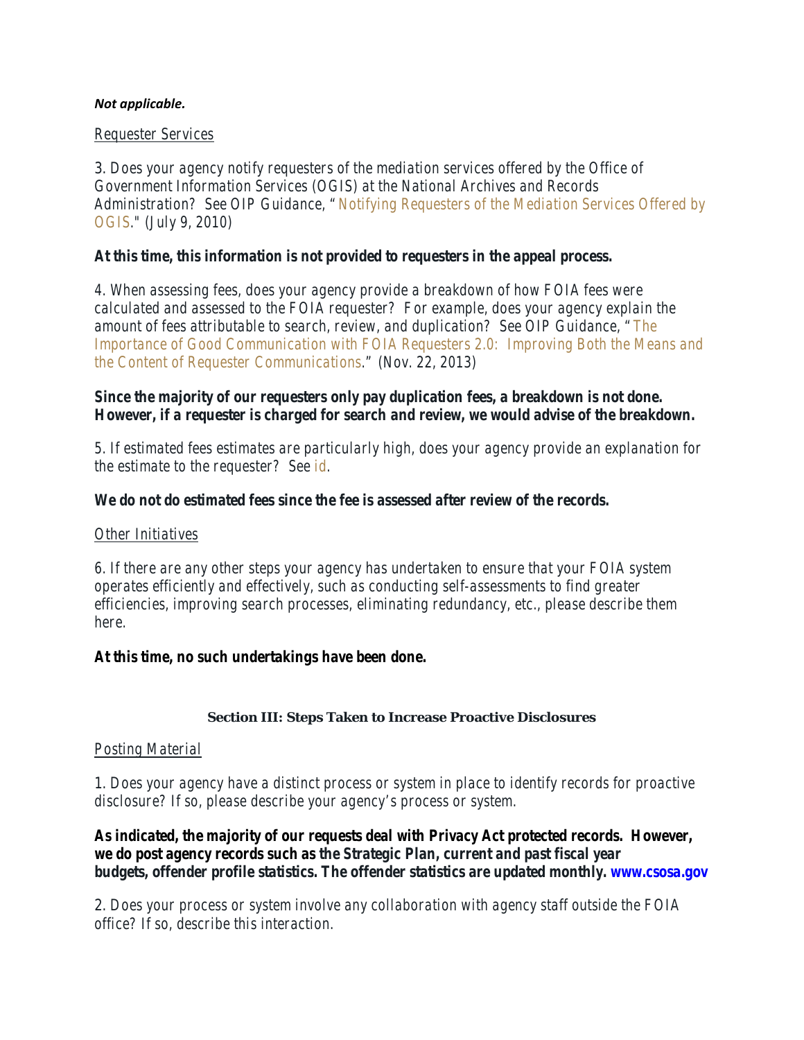***Not applicable.***

Requester Services

3. Does your agency notify requesters of the mediation services offered by the Office of Government Information Services (OGIS) at the National Archives and Records Administration? See OIP Guidance, "Notifying Requesters of the Mediation Services Offered by OGIS." (July 9, 2010)

**At this time, this information is not provided to requesters in the appeal process.**

4. When assessing fees, does your agency provide a breakdown of how FOIA fees were calculated and assessed to the FOIA requester? For example, does your agency explain the amount of fees attributable to search, review, and duplication? See OIP Guidance, "The Importance of Good Communication with FOIA Requesters 2.0: Improving Both the Means and the Content of Requester Communications." (Nov. 22, 2013)

**Since the majority of our requesters only pay duplication fees, a breakdown is not done. However, if a requester is charged for search and review, we would advise of the breakdown.**

5. If estimated fees estimates are particularly high, does your agency provide an explanation for the estimate to the requester? See id.

**We do not do estimated fees since the fee is assessed after review of the records.**

Other Initiatives

6. If there are any other steps your agency has undertaken to ensure that your FOIA system operates efficiently and effectively, such as conducting self-assessments to find greater efficiencies, improving search processes, eliminating redundancy, etc., please describe them here.

**At this time, no such undertakings have been done.**

### Section III: Steps Taken to Increase Proactive Disclosures

Posting Material

1. Does your agency have a distinct process or system in place to identify records for proactive disclosure? If so, please describe your agency's process or system.

**As indicated, the majority of our requests deal with Privacy Act protected records. However, we do post agency records such as the Strategic Plan, current and past fiscal year budgets, offender profile statistics. The offender statistics are updated monthly. www.csosa.gov**

2. Does your process or system involve any collaboration with agency staff outside the FOIA office? If so, describe this interaction.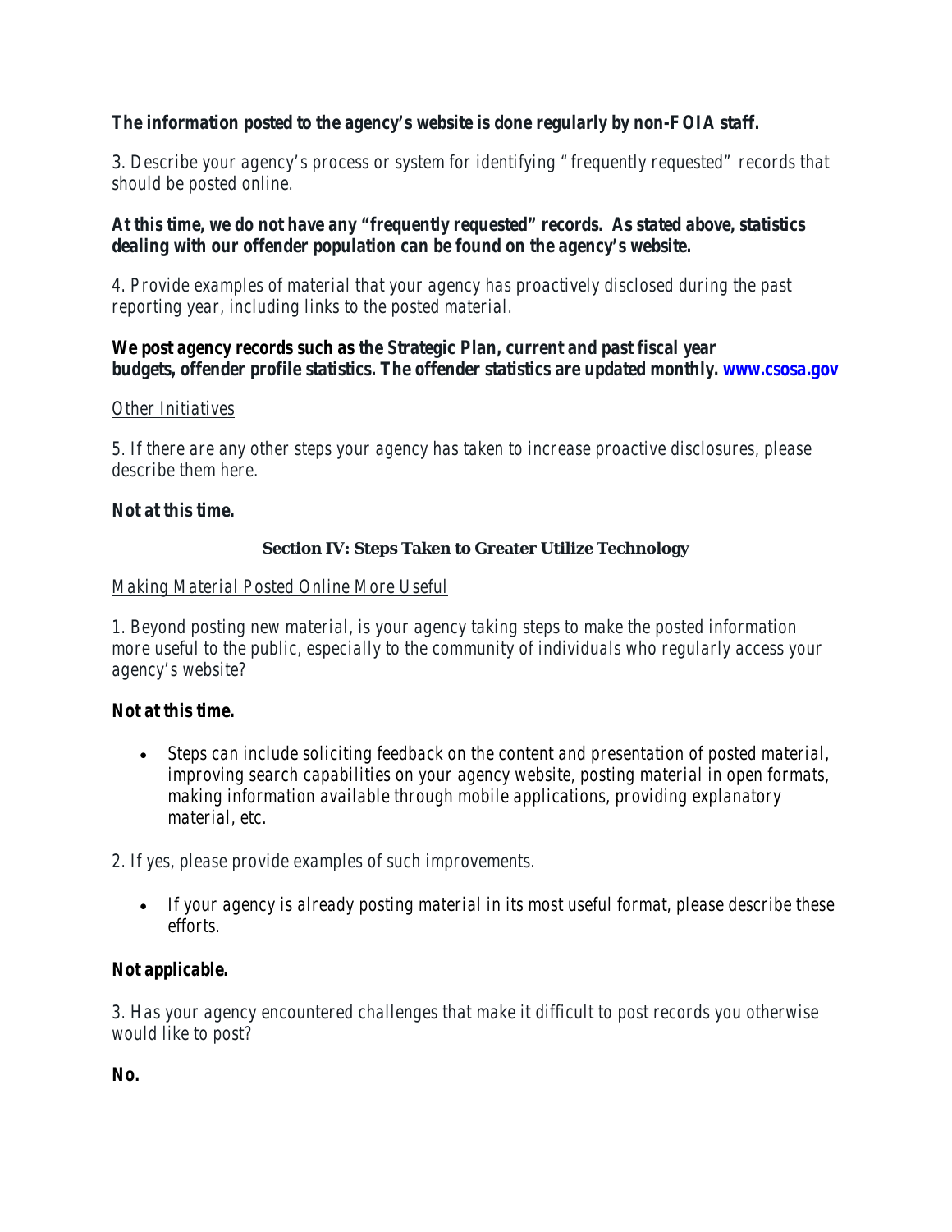**The information posted to the agency's website is done regularly by non-FOIA staff.**

*3. Describe your agency's process or system for identifying "frequently requested" records that should be posted online.*

**At this time, we do not have any "frequently requested" records. As stated above, statistics dealing with our offender population can be found on the agency's website.**

*4. Provide examples of material that your agency has proactively disclosed during the past reporting year, including links to the posted material.*

**We post agency records such as the Strategic Plan, current and past fiscal year budgets, offender profile statistics. The offender statistics are updated monthly. www.csosa.gov**

*Other Initiatives*

*5. If there are any other steps your agency has taken to increase proactive disclosures, please describe them here.*

**Not at this time.**

### Section IV: Steps Taken to Greater Utilize Technology

*Making Material Posted Online More Useful*

*1. Beyond posting new material, is your agency taking steps to make the posted information more useful to the public, especially to the community of individuals who regularly access your agency's website?*

**Not at this time.**

- *Steps can include soliciting feedback on the content and presentation of posted material, improving search capabilities on your agency website, posting material in open formats, making information available through mobile applications, providing explanatory material, etc.*

*2. If yes, please provide examples of such improvements.*

- *If your agency is already posting material in its most useful format, please describe these efforts.*

**Not applicable.**

*3. Has your agency encountered challenges that make it difficult to post records you otherwise would like to post?*

**No.**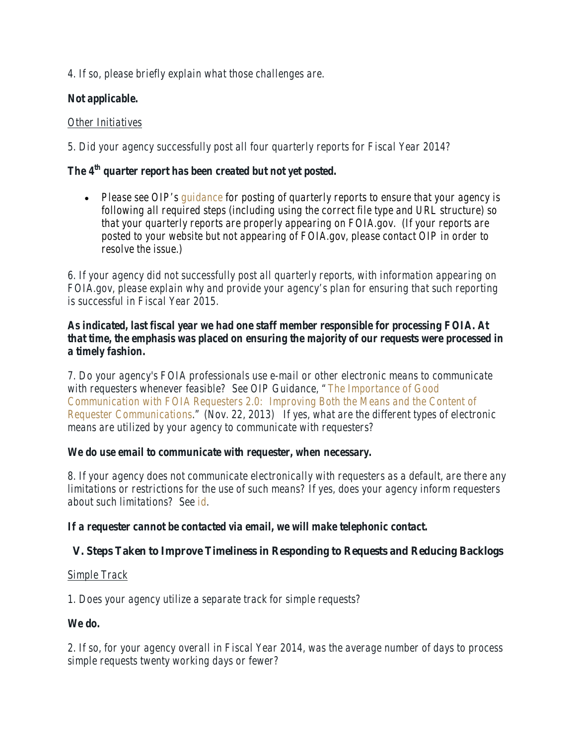4. If so, please briefly explain what those challenges are.

**Not applicable.**

Other Initiatives

5. Did your agency successfully post all four quarterly reports for Fiscal Year 2014?

**The 4th quarter report has been created but not yet posted.**

- Please see OIP's guidance for posting of quarterly reports to ensure that your agency is following all required steps (including using the correct file type and URL structure) so that your quarterly reports are properly appearing on FOIA.gov. (If your reports are posted to your website but not appearing of FOIA.gov, please contact OIP in order to resolve the issue.)

6. If your agency did not successfully post all quarterly reports, with information appearing on FOIA.gov, please explain why and provide your agency's plan for ensuring that such reporting is successful in Fiscal Year 2015.

**As indicated, last fiscal year we had one staff member responsible for processing FOIA. At that time, the emphasis was placed on ensuring the majority of our requests were processed in a timely fashion.**

7. Do your agency's FOIA professionals use e-mail or other electronic means to communicate with requesters whenever feasible? See OIP Guidance, "The Importance of Good Communication with FOIA Requesters 2.0: Improving Both the Means and the Content of Requester Communications." (Nov. 22, 2013) If yes, what are the different types of electronic means are utilized by your agency to communicate with requesters?

**We do use email to communicate with requester, when necessary.**

8. If your agency does not communicate electronically with requesters as a default, are there any limitations or restrictions for the use of such means? If yes, does your agency inform requesters about such limitations? See id.

**If a requester cannot be contacted via email, we will make telephonic contact.**

## V. Steps Taken to Improve Timeliness in Responding to Requests and Reducing Backlogs

Simple Track

1. Does your agency utilize a separate track for simple requests?

**We do.**

2. If so, for your agency overall in Fiscal Year 2014, was the average number of days to process simple requests twenty working days or fewer?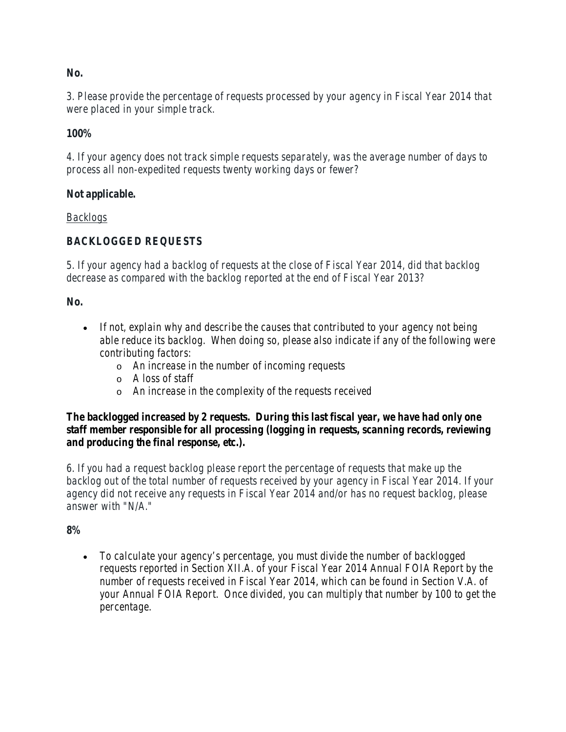**No.**

3. Please provide the percentage of requests processed by your agency in Fiscal Year 2014 that were placed in your simple track.

**100%**

4. If your agency does not track simple requests separately, was the average number of days to process all non-expedited requests twenty working days or fewer?

**Not applicable.**

<u>Backlogs</u>

**BACKLOGGED REQUESTS**

5. If your agency had a backlog of requests at the close of Fiscal Year 2014, did that backlog decrease as compared with the backlog reported at the end of Fiscal Year 2013?

**No.**

- If not, explain why and describe the causes that contributed to your agency not being able reduce its backlog. When doing so, please also indicate if any of the following were contributing factors:
  - An increase in the number of incoming requests
  - A loss of staff
  - An increase in the complexity of the requests received

**The backlogged increased by 2 requests. During this last fiscal year, we have had only one staff member responsible for all processing (logging in requests, scanning records, reviewing and producing the final response, etc.).**

6. If you had a request backlog please report the percentage of requests that make up the backlog out of the total number of requests received by your agency in Fiscal Year 2014. If your agency did not receive any requests in Fiscal Year 2014 and/or has no request backlog, please answer with "N/A."

**8%**

- To calculate your agency's percentage, you must divide the number of backlogged requests reported in Section XII.A. of your Fiscal Year 2014 Annual FOIA Report by the number of requests received in Fiscal Year 2014, which can be found in Section V.A. of your Annual FOIA Report. Once divided, you can multiply that number by 100 to get the percentage.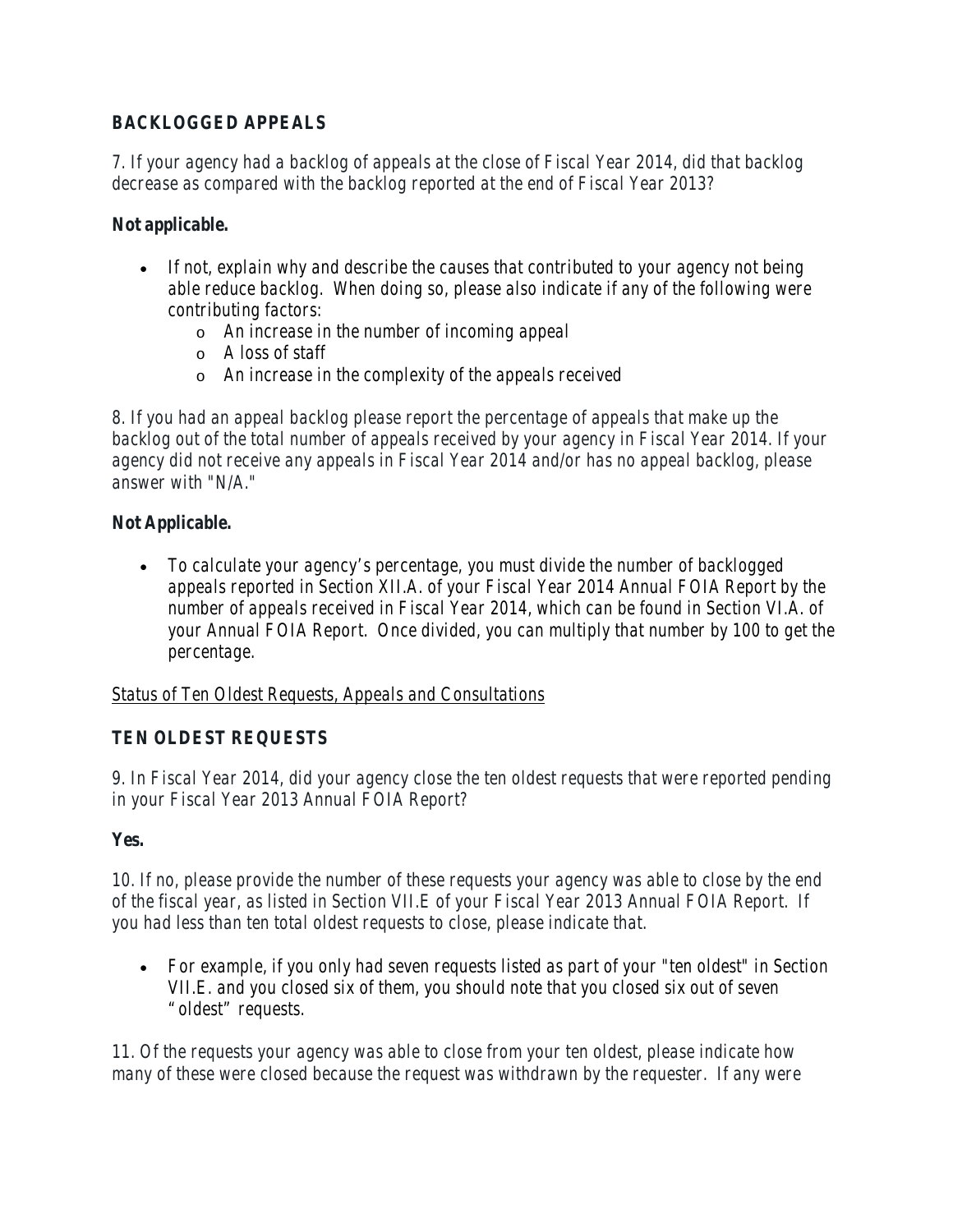### BACKLOGGED APPEALS

*7. If your agency had a backlog of appeals at the close of Fiscal Year 2014, did that backlog decrease as compared with the backlog reported at the end of Fiscal Year 2013?*

**Not applicable.**

- *If not, explain why and describe the causes that contributed to your agency not being able reduce backlog. When doing so, please also indicate if any of the following were contributing factors:*
  - *An increase in the number of incoming appeal*
  - *A loss of staff*
  - *An increase in the complexity of the appeals received*

*8. If you had an appeal backlog please report the percentage of appeals that make up the backlog out of the total number of appeals received by your agency in Fiscal Year 2014. If your agency did not receive any appeals in Fiscal Year 2014 and/or has no appeal backlog, please answer with "N/A."*

**Not Applicable.**

- *To calculate your agency's percentage, you must divide the number of backlogged appeals reported in Section XII.A. of your Fiscal Year 2014 Annual FOIA Report by the number of appeals received in Fiscal Year 2014, which can be found in Section VI.A. of your Annual FOIA Report. Once divided, you can multiply that number by 100 to get the percentage.*

<u>Status of Ten Oldest Requests, Appeals and Consultations</u>

### TEN OLDEST REQUESTS

*9. In Fiscal Year 2014, did your agency close the ten oldest requests that were reported pending in your Fiscal Year 2013 Annual FOIA Report?*

**Yes.**

*10. If no, please provide the number of these requests your agency was able to close by the end of the fiscal year, as listed in Section VII.E of your Fiscal Year 2013 Annual FOIA Report. If you had less than ten total oldest requests to close, please indicate that.*

- *For example, if you only had seven requests listed as part of your "ten oldest" in Section VII.E. and you closed six of them, you should note that you closed six out of seven "oldest" requests.*

*11. Of the requests your agency was able to close from your ten oldest, please indicate how many of these were closed because the request was withdrawn by the requester. If any were*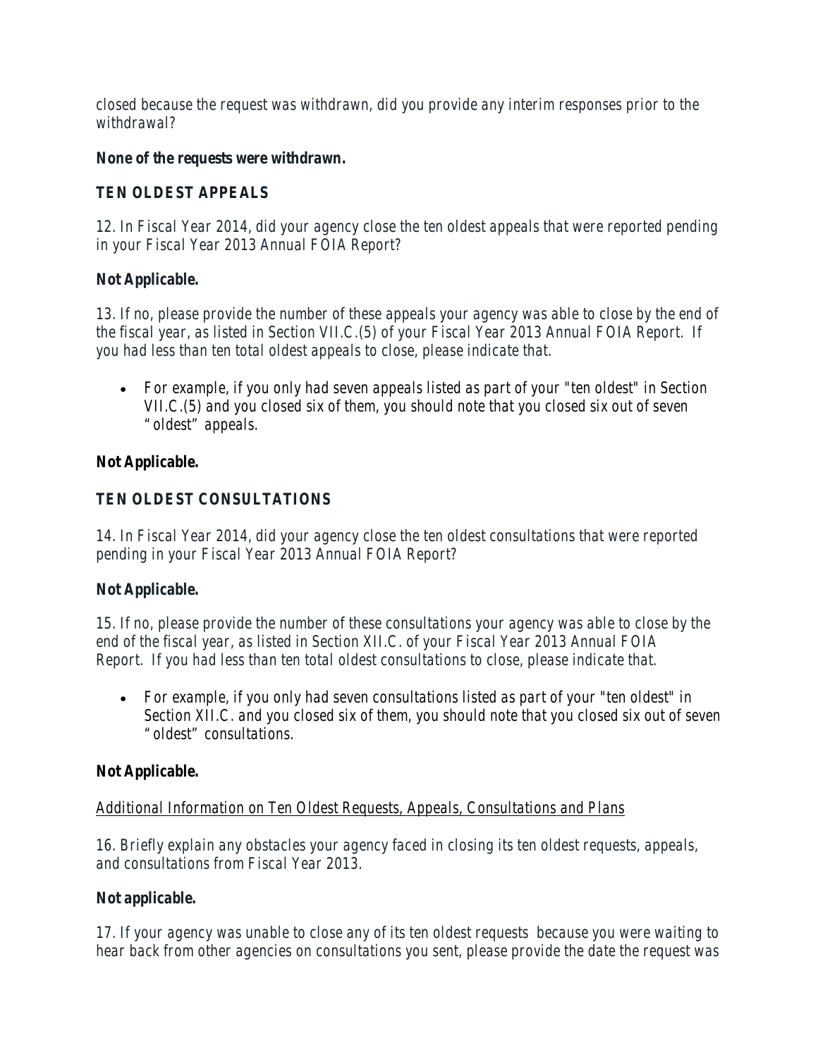*closed because the request was withdrawn, did you provide any interim responses prior to the withdrawal?*

**None of the requests were withdrawn.**

### TEN OLDEST APPEALS

*12. In Fiscal Year 2014, did your agency close the ten oldest appeals that were reported pending in your Fiscal Year 2013 Annual FOIA Report?*

**Not Applicable.**

*13. If no, please provide the number of these appeals your agency was able to close by the end of the fiscal year, as listed in Section VII.C.(5) of your Fiscal Year 2013 Annual FOIA Report. If you had less than ten total oldest appeals to close, please indicate that.*

- *For example, if you only had seven appeals listed as part of your "ten oldest" in Section VII.C.(5) and you closed six of them, you should note that you closed six out of seven "oldest" appeals.*

**Not Applicable.**

### TEN OLDEST CONSULTATIONS

*14. In Fiscal Year 2014, did your agency close the ten oldest consultations that were reported pending in your Fiscal Year 2013 Annual FOIA Report?*

**Not Applicable.**

*15. If no, please provide the number of these consultations your agency was able to close by the end of the fiscal year, as listed in Section XII.C. of your Fiscal Year 2013 Annual FOIA Report. If you had less than ten total oldest consultations to close, please indicate that.*

- *For example, if you only had seven consultations listed as part of your "ten oldest" in Section XII.C. and you closed six of them, you should note that you closed six out of seven "oldest" consultations.*

**Not Applicable.**

*Additional Information on Ten Oldest Requests, Appeals, Consultations and Plans*

*16. Briefly explain any obstacles your agency faced in closing its ten oldest requests, appeals, and consultations from Fiscal Year 2013.*

**Not applicable.**

*17. If your agency was unable to close any of its ten oldest requests because you were waiting to hear back from other agencies on consultations you sent, please provide the date the request was*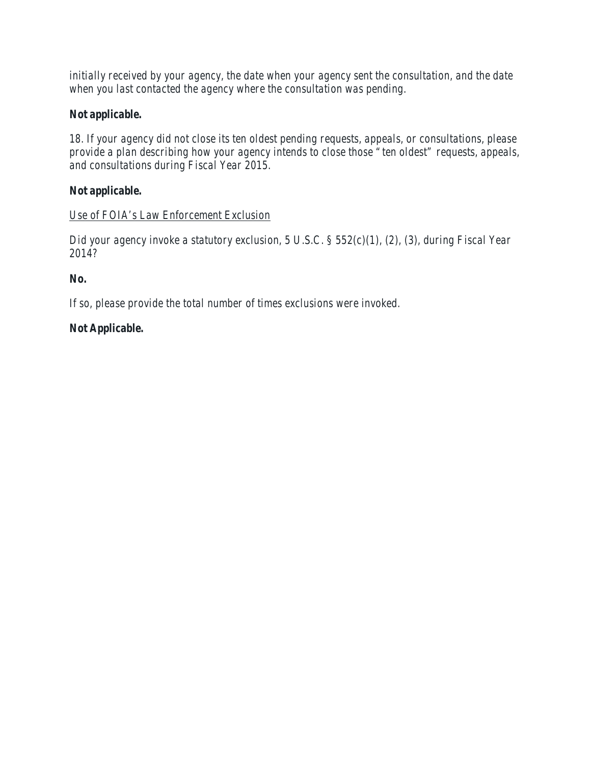*initially received by your agency, the date when your agency sent the consultation, and the date when you last contacted the agency where the consultation was pending.*

**Not applicable.**

*18. If your agency did not close its ten oldest pending requests, appeals, or consultations, please provide a plan describing how your agency intends to close those "ten oldest" requests, appeals, and consultations during Fiscal Year 2015.*

**Not applicable.**

<u>*Use of FOIA's Law Enforcement Exclusion*</u>

*Did your agency invoke a statutory exclusion, 5 U.S.C. § 552(c)(1), (2), (3), during Fiscal Year 2014?*

**No.**

*If so, please provide the total number of times exclusions were invoked.*

**Not Applicable.**